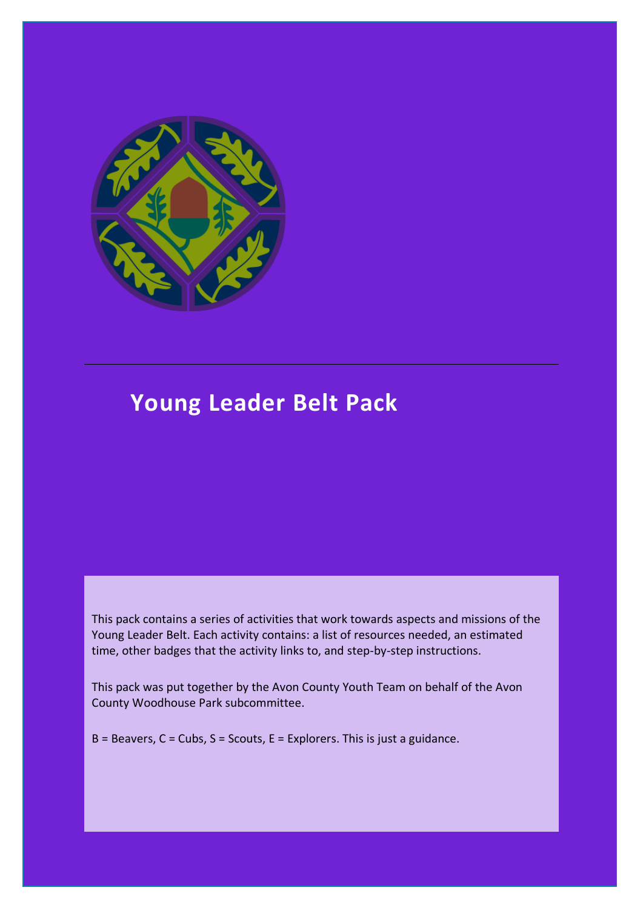# Young Leader Belt Pack

This pack contains a series of activities that work towards aspects and missions of the Young Leader Belt. Each activity contains: a list of resources needed, an estimated time, other badges that the activity links to, and step-by-step instructions.

This pack was put together by the Avon County Youth Team on behalf of the Avon County Woodhouse Park subcommittee.

B = Beavers, C = Cubs, S = Scouts, E = Explorers. This is just a guidance.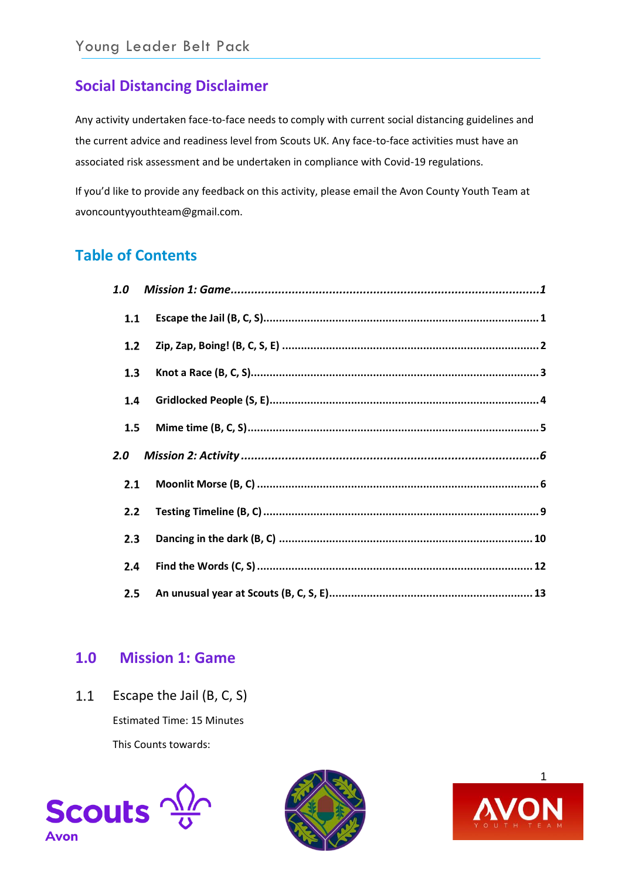## Social Distancing Disclaimer

Any activity undertaken face-to-face needs to comply with current social distancing guidelines and the current advice and readiness level from Scouts UK. Any face-to-face activities must have an associated risk assessment and be undertaken in compliance with Covid-19 regulations.

If you'd like to provide any feedback on this activity, please email the Avon County Youth Team at avoncountyyouthteam@gmail.com.

## Table of Contents

- ***1.0 Mission 1: Game*** ....... *1*
  - **1.1 Escape the Jail (B, C, S)** ....... 1
  - **1.2 Zip, Zap, Boing! (B, C, S, E)** ....... 2
  - **1.3 Knot a Race (B, C, S)** ....... 3
  - **1.4 Gridlocked People (S, E)** ....... 4
  - **1.5 Mime time (B, C, S)** ....... 5
- ***2.0 Mission 2: Activity*** ....... *6*
  - **2.1 Moonlit Morse (B, C)** ....... 6
  - **2.2 Testing Timeline (B, C)** ....... 9
  - **2.3 Dancing in the dark (B, C)** ....... 10
  - **2.4 Find the Words (C, S)** ....... 12
  - **2.5 An unusual year at Scouts (B, C, S, E)** ....... 13

## 1.0 Mission 1: Game

### 1.1 Escape the Jail (B, C, S)

Estimated Time: 15 Minutes

This Counts towards: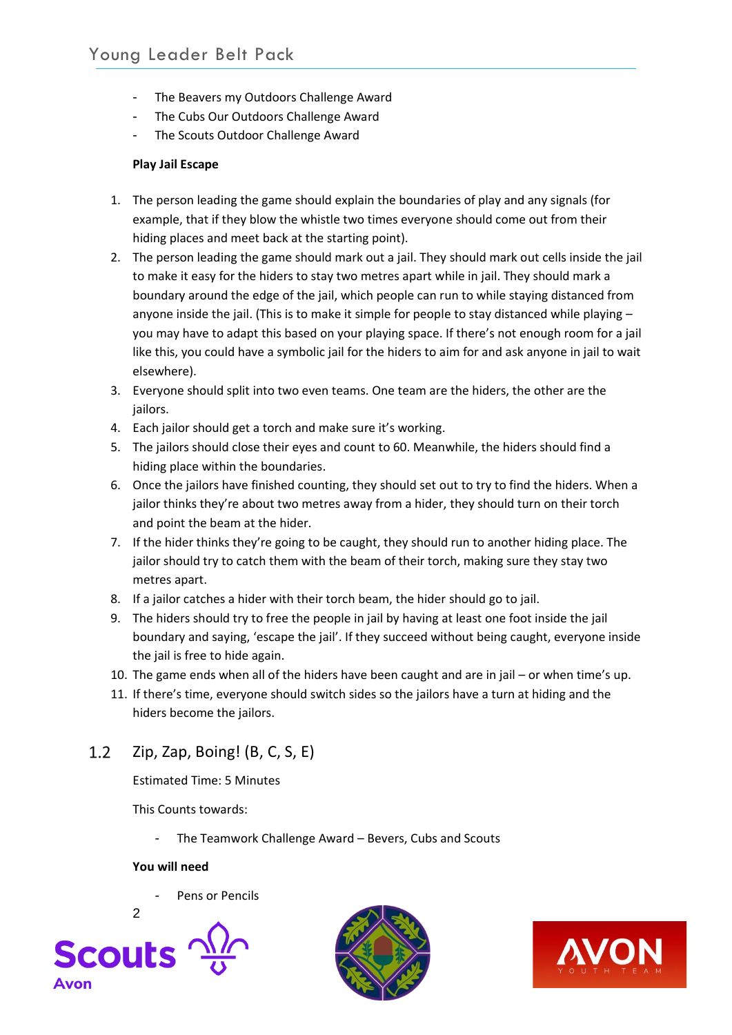- The Beavers my Outdoors Challenge Award
- The Cubs Our Outdoors Challenge Award
- The Scouts Outdoor Challenge Award

**Play Jail Escape**

1. The person leading the game should explain the boundaries of play and any signals (for example, that if they blow the whistle two times everyone should come out from their hiding places and meet back at the starting point).
2. The person leading the game should mark out a jail. They should mark out cells inside the jail to make it easy for the hiders to stay two metres apart while in jail. They should mark a boundary around the edge of the jail, which people can run to while staying distanced from anyone inside the jail. (This is to make it simple for people to stay distanced while playing – you may have to adapt this based on your playing space. If there's not enough room for a jail like this, you could have a symbolic jail for the hiders to aim for and ask anyone in jail to wait elsewhere).
3. Everyone should split into two even teams. One team are the hiders, the other are the jailors.
4. Each jailor should get a torch and make sure it's working.
5. The jailors should close their eyes and count to 60. Meanwhile, the hiders should find a hiding place within the boundaries.
6. Once the jailors have finished counting, they should set out to try to find the hiders. When a jailor thinks they're about two metres away from a hider, they should turn on their torch and point the beam at the hider.
7. If the hider thinks they're going to be caught, they should run to another hiding place. The jailor should try to catch them with the beam of their torch, making sure they stay two metres apart.
8. If a jailor catches a hider with their torch beam, the hider should go to jail.
9. The hiders should try to free the people in jail by having at least one foot inside the jail boundary and saying, 'escape the jail'. If they succeed without being caught, everyone inside the jail is free to hide again.
10. The game ends when all of the hiders have been caught and are in jail – or when time's up.
11. If there's time, everyone should switch sides so the jailors have a turn at hiding and the hiders become the jailors.

## 1.2 Zip, Zap, Boing! (B, C, S, E)

Estimated Time: 5 Minutes

This Counts towards:

- The Teamwork Challenge Award – Bevers, Cubs and Scouts

**You will need**

- Pens or Pencils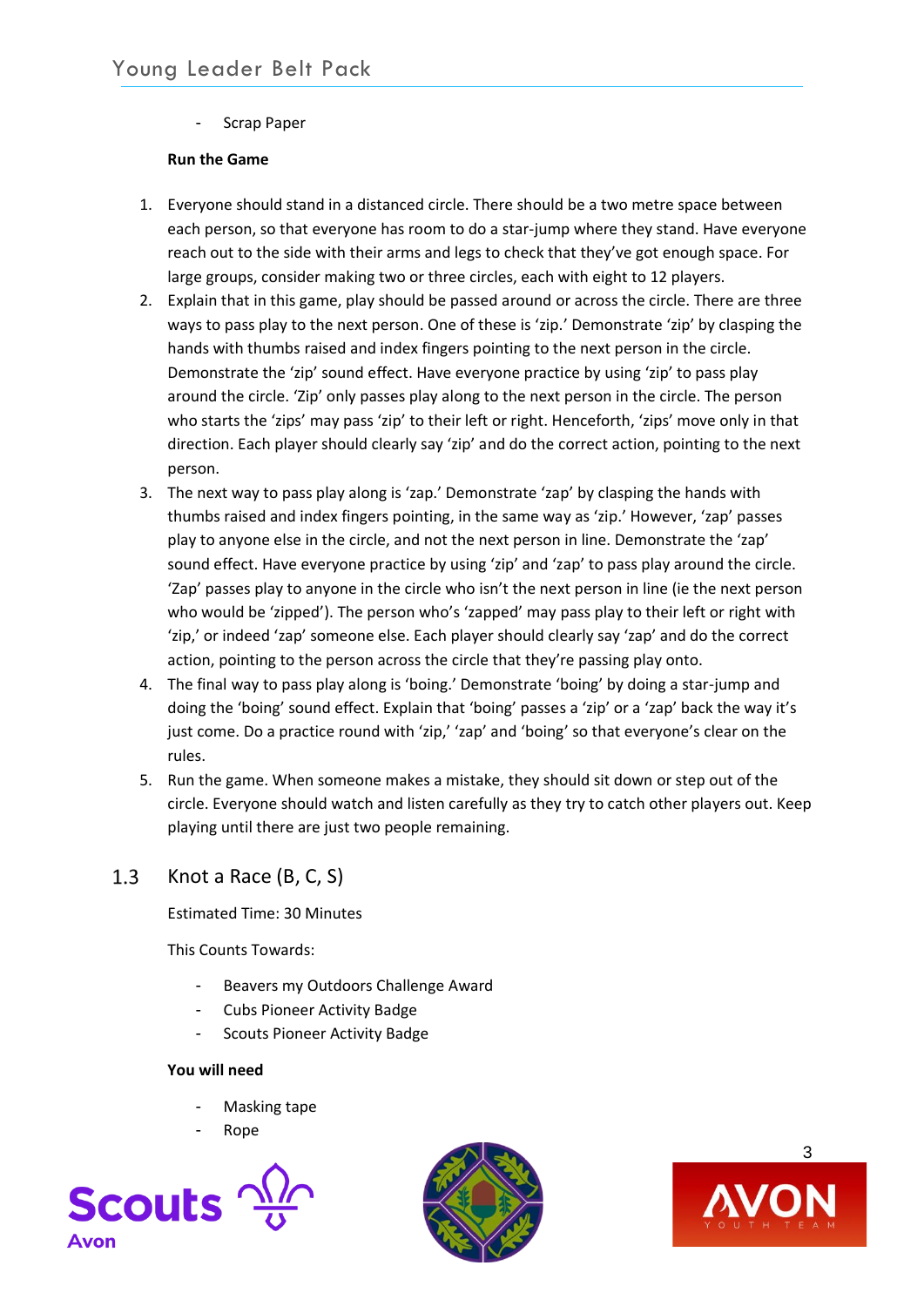- Scrap Paper

**Run the Game**

1. Everyone should stand in a distanced circle. There should be a two metre space between each person, so that everyone has room to do a star-jump where they stand. Have everyone reach out to the side with their arms and legs to check that they've got enough space. For large groups, consider making two or three circles, each with eight to 12 players.
2. Explain that in this game, play should be passed around or across the circle. There are three ways to pass play to the next person. One of these is 'zip.' Demonstrate 'zip' by clasping the hands with thumbs raised and index fingers pointing to the next person in the circle. Demonstrate the 'zip' sound effect. Have everyone practice by using 'zip' to pass play around the circle. 'Zip' only passes play along to the next person in the circle. The person who starts the 'zips' may pass 'zip' to their left or right. Henceforth, 'zips' move only in that direction. Each player should clearly say 'zip' and do the correct action, pointing to the next person.
3. The next way to pass play along is 'zap.' Demonstrate 'zap' by clasping the hands with thumbs raised and index fingers pointing, in the same way as 'zip.' However, 'zap' passes play to anyone else in the circle, and not the next person in line. Demonstrate the 'zap' sound effect. Have everyone practice by using 'zip' and 'zap' to pass play around the circle. 'Zap' passes play to anyone in the circle who isn't the next person in line (ie the next person who would be 'zipped'). The person who's 'zapped' may pass play to their left or right with 'zip,' or indeed 'zap' someone else. Each player should clearly say 'zap' and do the correct action, pointing to the person across the circle that they're passing play onto.
4. The final way to pass play along is 'boing.' Demonstrate 'boing' by doing a star-jump and doing the 'boing' sound effect. Explain that 'boing' passes a 'zip' or a 'zap' back the way it's just come. Do a practice round with 'zip,' 'zap' and 'boing' so that everyone's clear on the rules.
5. Run the game. When someone makes a mistake, they should sit down or step out of the circle. Everyone should watch and listen carefully as they try to catch other players out. Keep playing until there are just two people remaining.

## 1.3 Knot a Race (B, C, S)

Estimated Time: 30 Minutes

This Counts Towards:

- Beavers my Outdoors Challenge Award
- Cubs Pioneer Activity Badge
- Scouts Pioneer Activity Badge

**You will need**

- Masking tape
- Rope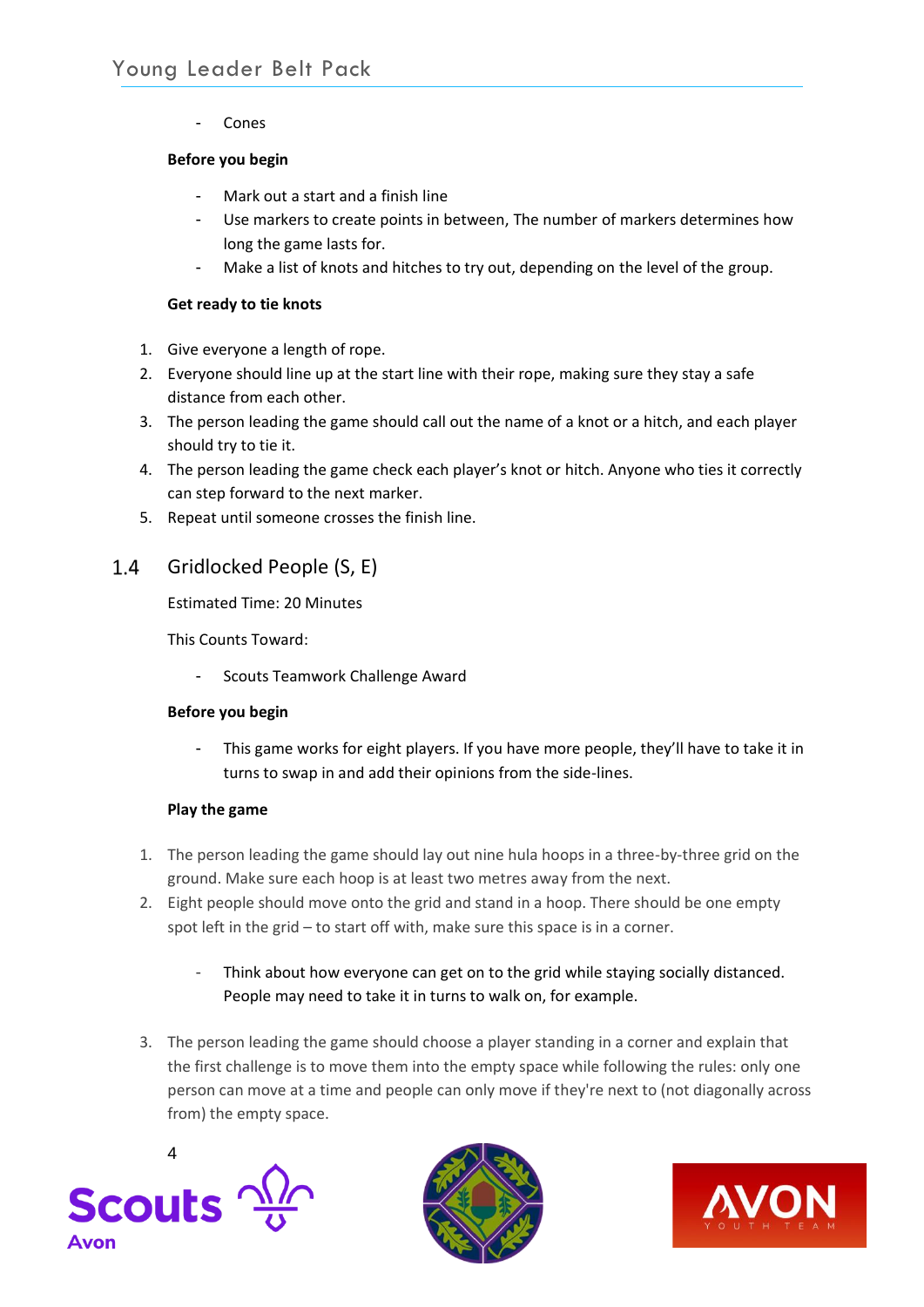- Cones

**Before you begin**

- Mark out a start and a finish line
- Use markers to create points in between, The number of markers determines how long the game lasts for.
- Make a list of knots and hitches to try out, depending on the level of the group.

**Get ready to tie knots**

1. Give everyone a length of rope.
2. Everyone should line up at the start line with their rope, making sure they stay a safe distance from each other.
3. The person leading the game should call out the name of a knot or a hitch, and each player should try to tie it.
4. The person leading the game check each player's knot or hitch. Anyone who ties it correctly can step forward to the next marker.
5. Repeat until someone crosses the finish line.

## 1.4 Gridlocked People (S, E)

Estimated Time: 20 Minutes

This Counts Toward:

- Scouts Teamwork Challenge Award

**Before you begin**

- This game works for eight players. If you have more people, they'll have to take it in turns to swap in and add their opinions from the side-lines.

**Play the game**

1. The person leading the game should lay out nine hula hoops in a three-by-three grid on the ground. Make sure each hoop is at least two metres away from the next.
2. Eight people should move onto the grid and stand in a hoop. There should be one empty spot left in the grid – to start off with, make sure this space is in a corner.
   - Think about how everyone can get on to the grid while staying socially distanced. People may need to take it in turns to walk on, for example.
3. The person leading the game should choose a player standing in a corner and explain that the first challenge is to move them into the empty space while following the rules: only one person can move at a time and people can only move if they're next to (not diagonally across from) the empty space.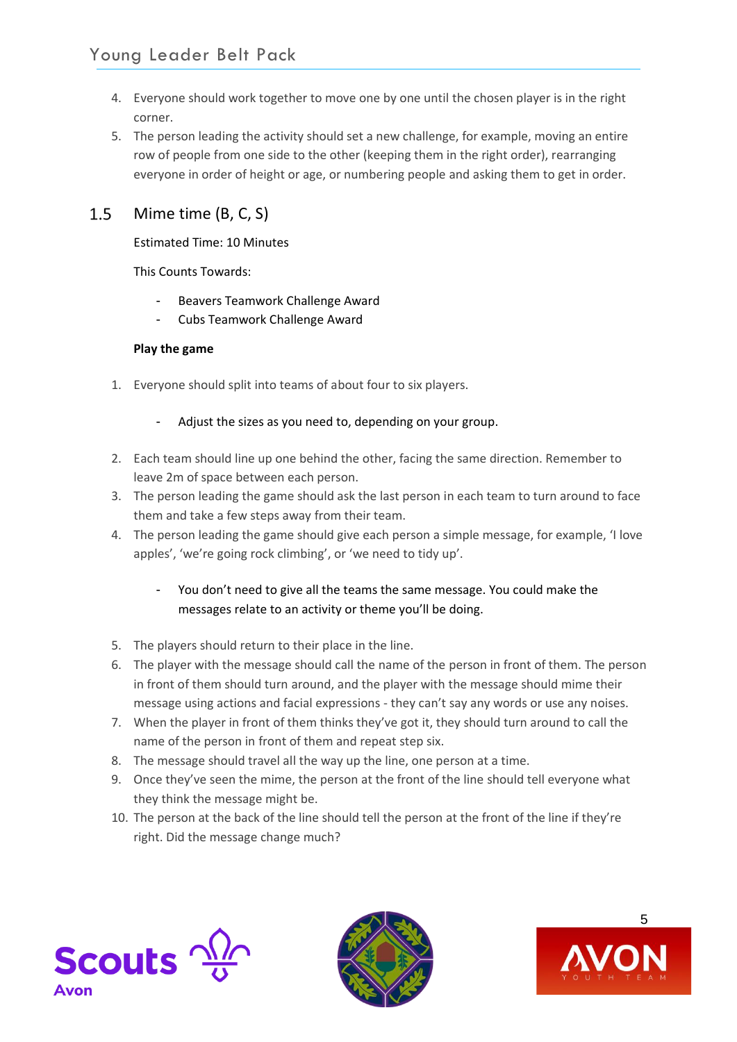4. Everyone should work together to move one by one until the chosen player is in the right corner.
5. The person leading the activity should set a new challenge, for example, moving an entire row of people from one side to the other (keeping them in the right order), rearranging everyone in order of height or age, or numbering people and asking them to get in order.

## 1.5 Mime time (B, C, S)

Estimated Time: 10 Minutes

This Counts Towards:

- Beavers Teamwork Challenge Award
- Cubs Teamwork Challenge Award

**Play the game**

1. Everyone should split into teams of about four to six players.
    - Adjust the sizes as you need to, depending on your group.
2. Each team should line up one behind the other, facing the same direction. Remember to leave 2m of space between each person.
3. The person leading the game should ask the last person in each team to turn around to face them and take a few steps away from their team.
4. The person leading the game should give each person a simple message, for example, 'I love apples', 'we're going rock climbing', or 'we need to tidy up'.
    - You don't need to give all the teams the same message. You could make the messages relate to an activity or theme you'll be doing.
5. The players should return to their place in the line.
6. The player with the message should call the name of the person in front of them. The person in front of them should turn around, and the player with the message should mime their message using actions and facial expressions - they can't say any words or use any noises.
7. When the player in front of them thinks they've got it, they should turn around to call the name of the person in front of them and repeat step six.
8. The message should travel all the way up the line, one person at a time.
9. Once they've seen the mime, the person at the front of the line should tell everyone what they think the message might be.
10. The person at the back of the line should tell the person at the front of the line if they're right. Did the message change much?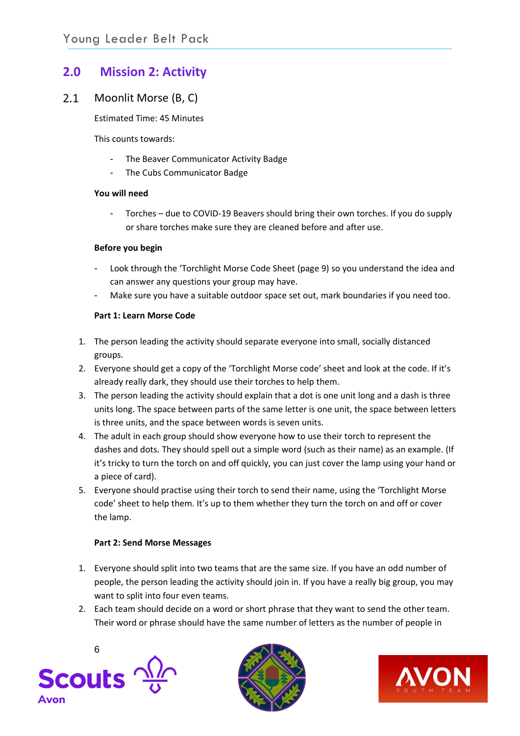## 2.0 Mission 2: Activity

### 2.1 Moonlit Morse (B, C)

Estimated Time: 45 Minutes

This counts towards:

- The Beaver Communicator Activity Badge
- The Cubs Communicator Badge

**You will need**

- Torches – due to COVID-19 Beavers should bring their own torches. If you do supply or share torches make sure they are cleaned before and after use.

**Before you begin**

- Look through the 'Torchlight Morse Code Sheet (page 9) so you understand the idea and can answer any questions your group may have.
- Make sure you have a suitable outdoor space set out, mark boundaries if you need too.

**Part 1: Learn Morse Code**

1. The person leading the activity should separate everyone into small, socially distanced groups.
2. Everyone should get a copy of the 'Torchlight Morse code' sheet and look at the code. If it's already really dark, they should use their torches to help them.
3. The person leading the activity should explain that a dot is one unit long and a dash is three units long. The space between parts of the same letter is one unit, the space between letters is three units, and the space between words is seven units.
4. The adult in each group should show everyone how to use their torch to represent the dashes and dots. They should spell out a simple word (such as their name) as an example. (If it's tricky to turn the torch on and off quickly, you can just cover the lamp using your hand or a piece of card).
5. Everyone should practise using their torch to send their name, using the 'Torchlight Morse code' sheet to help them. It's up to them whether they turn the torch on and off or cover the lamp.

**Part 2: Send Morse Messages**

1. Everyone should split into two teams that are the same size. If you have an odd number of people, the person leading the activity should join in. If you have a really big group, you may want to split into four even teams.
2. Each team should decide on a word or short phrase that they want to send the other team. Their word or phrase should have the same number of letters as the number of people in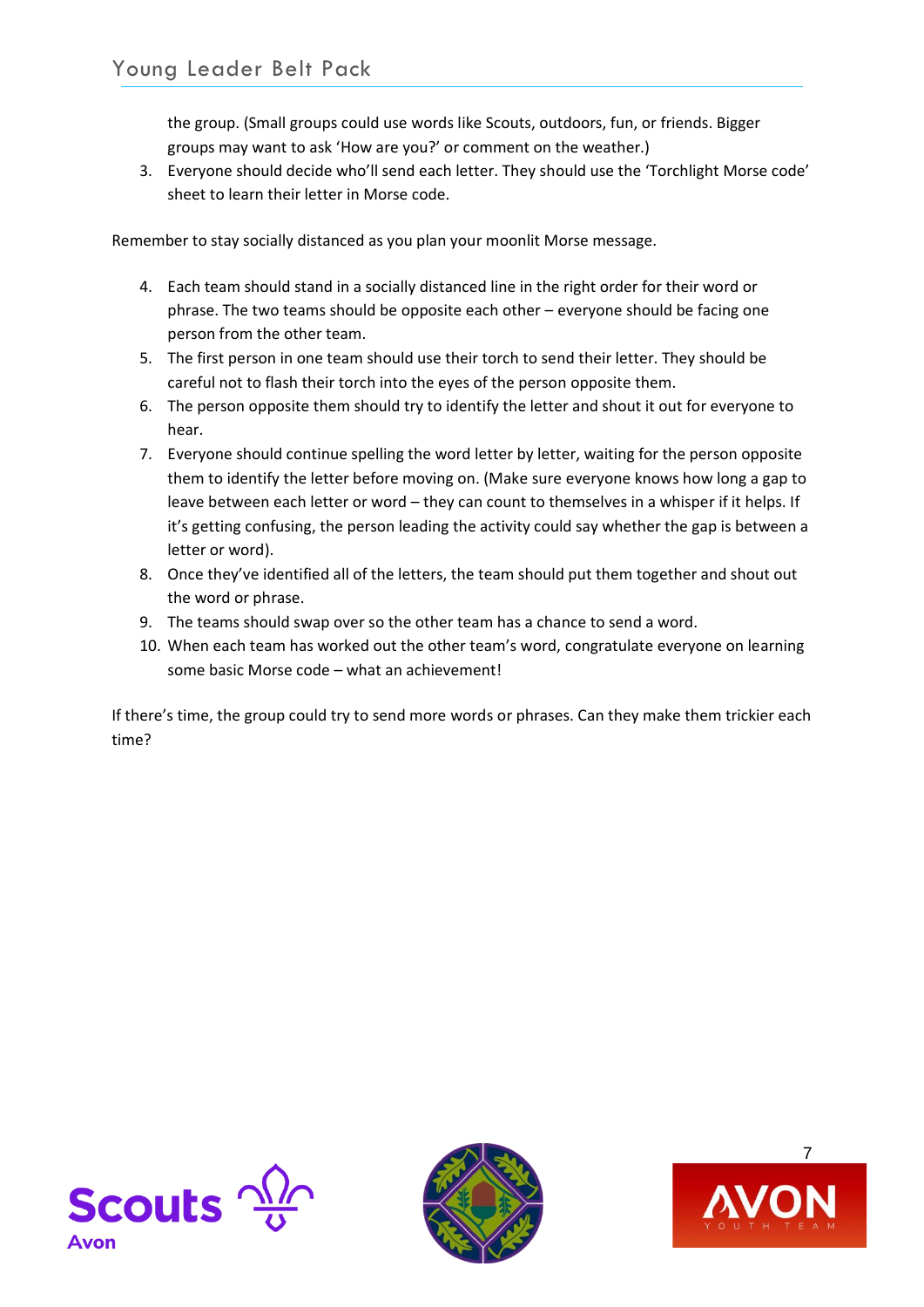the group. (Small groups could use words like Scouts, outdoors, fun, or friends. Bigger groups may want to ask 'How are you?' or comment on the weather.)

3. Everyone should decide who'll send each letter. They should use the 'Torchlight Morse code' sheet to learn their letter in Morse code.

Remember to stay socially distanced as you plan your moonlit Morse message.

4. Each team should stand in a socially distanced line in the right order for their word or phrase. The two teams should be opposite each other – everyone should be facing one person from the other team.
5. The first person in one team should use their torch to send their letter. They should be careful not to flash their torch into the eyes of the person opposite them.
6. The person opposite them should try to identify the letter and shout it out for everyone to hear.
7. Everyone should continue spelling the word letter by letter, waiting for the person opposite them to identify the letter before moving on. (Make sure everyone knows how long a gap to leave between each letter or word – they can count to themselves in a whisper if it helps. If it's getting confusing, the person leading the activity could say whether the gap is between a letter or word).
8. Once they've identified all of the letters, the team should put them together and shout out the word or phrase.
9. The teams should swap over so the other team has a chance to send a word.
10. When each team has worked out the other team's word, congratulate everyone on learning some basic Morse code – what an achievement!

If there's time, the group could try to send more words or phrases. Can they make them trickier each time?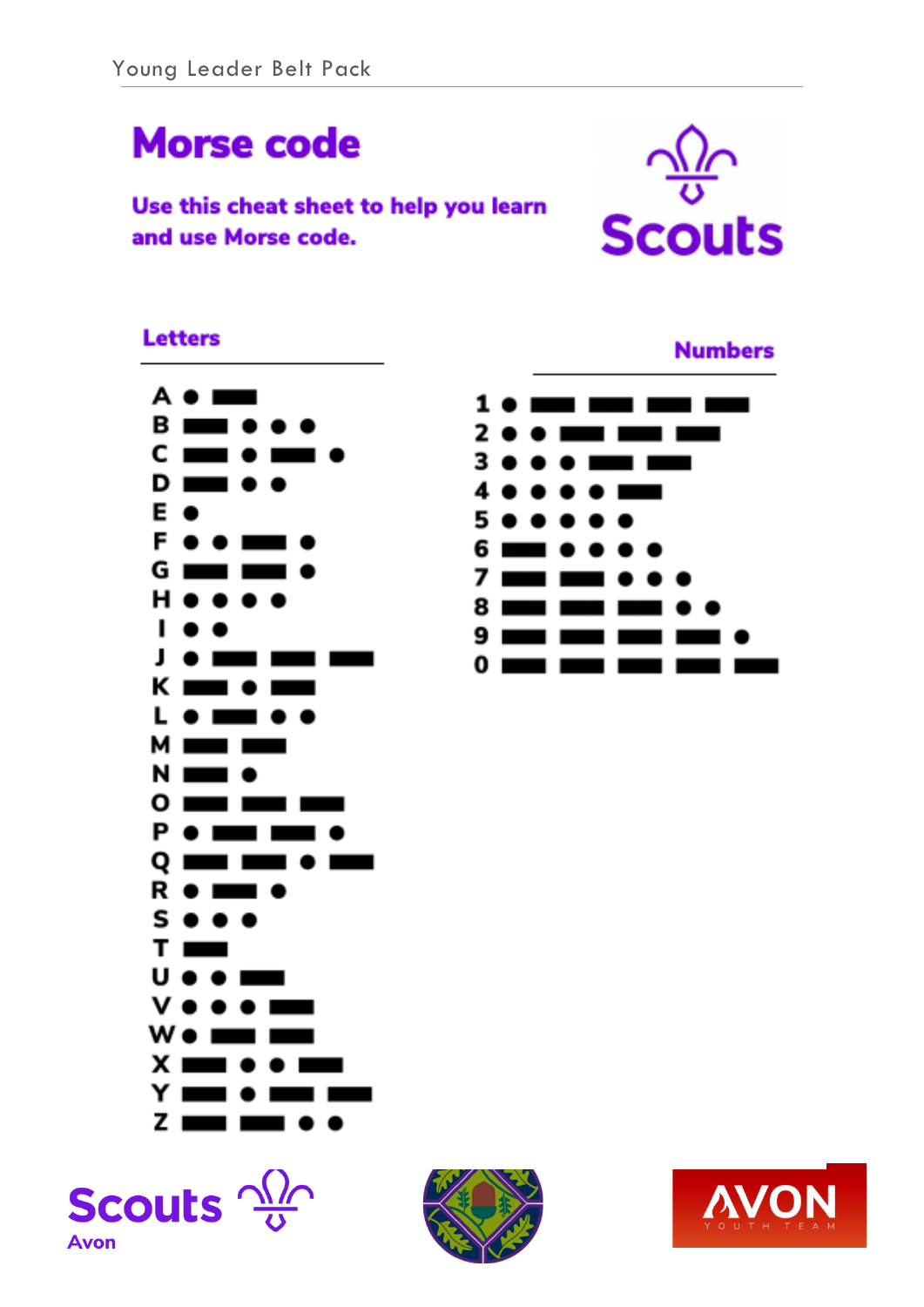# Morse code

**Use this cheat sheet to help you learn and use Morse code.**

## Letters

| Letter | Code |
|---|---|
| A | • ▬ |
| B | ▬ • • • |
| C | ▬ • ▬ • |
| D | ▬ • • |
| E | • |
| F | • • ▬ • |
| G | ▬ ▬ • |
| H | • • • • |
| I | • • |
| J | • ▬ ▬ ▬ |
| K | ▬ • ▬ |
| L | • ▬ • • |
| M | ▬ ▬ |
| N | ▬ • |
| O | ▬ ▬ ▬ |
| P | • ▬ ▬ • |
| Q | ▬ ▬ • ▬ |
| R | • ▬ • |
| S | • • • |
| T | ▬ |
| U | • • ▬ |
| V | • • • ▬ |
| W | • ▬ ▬ |
| X | ▬ • • ▬ |
| Y | ▬ • ▬ ▬ |
| Z | ▬ ▬ • • |

## Numbers

| Number | Code |
|---|---|
| 1 | • ▬ ▬ ▬ ▬ |
| 2 | • • ▬ ▬ ▬ |
| 3 | • • • ▬ ▬ |
| 4 | • • • • ▬ |
| 5 | • • • • • |
| 6 | ▬ • • • • |
| 7 | ▬ ▬ • • • |
| 8 | ▬ ▬ ▬ • • |
| 9 | ▬ ▬ ▬ ▬ • |
| 0 | ▬ ▬ ▬ ▬ ▬ |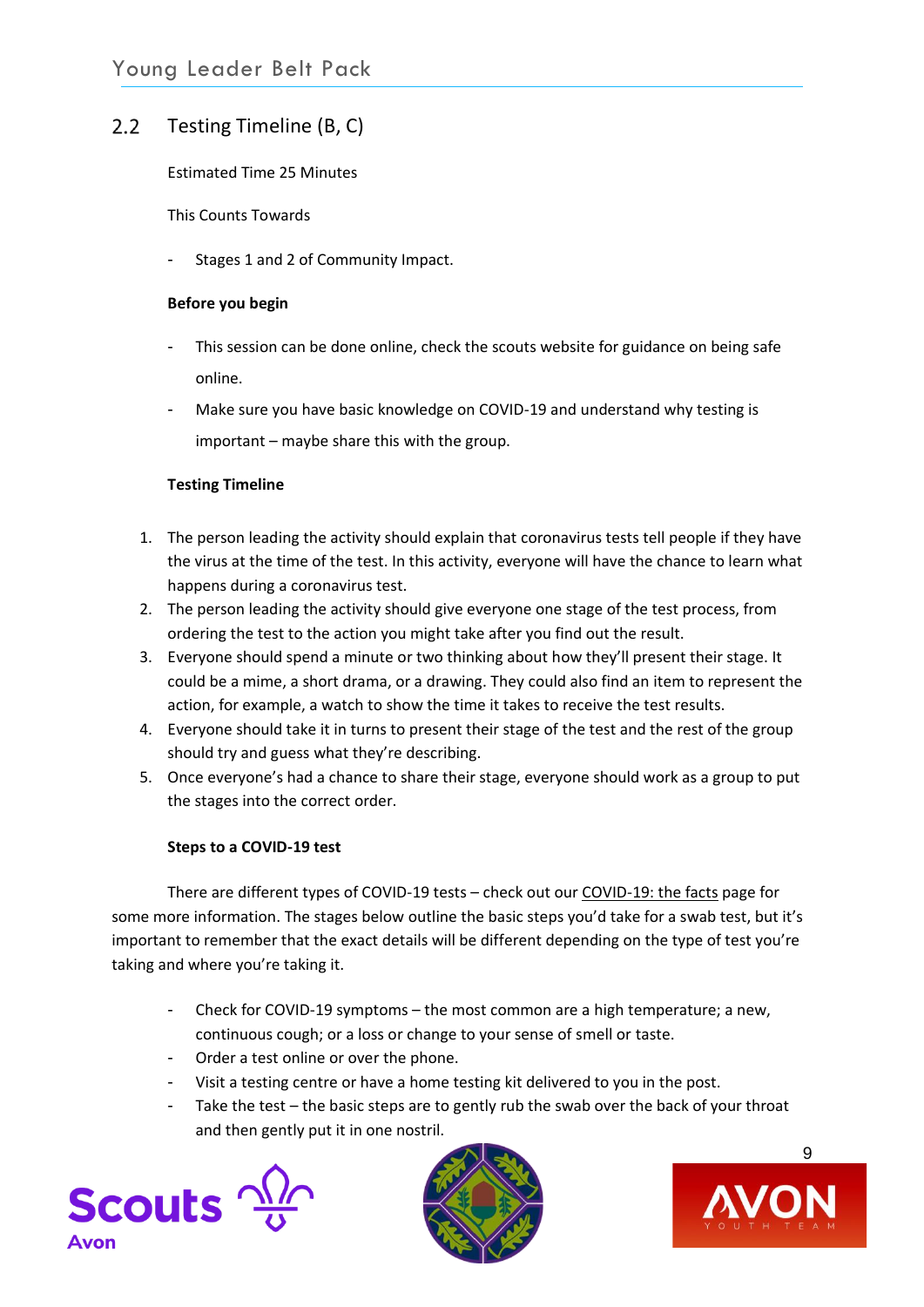## 2.2 Testing Timeline (B, C)

Estimated Time 25 Minutes

This Counts Towards

- Stages 1 and 2 of Community Impact.

**Before you begin**

- This session can be done online, check the scouts website for guidance on being safe online.
- Make sure you have basic knowledge on COVID-19 and understand why testing is important – maybe share this with the group.

**Testing Timeline**

1. The person leading the activity should explain that coronavirus tests tell people if they have the virus at the time of the test. In this activity, everyone will have the chance to learn what happens during a coronavirus test.
2. The person leading the activity should give everyone one stage of the test process, from ordering the test to the action you might take after you find out the result.
3. Everyone should spend a minute or two thinking about how they'll present their stage. It could be a mime, a short drama, or a drawing. They could also find an item to represent the action, for example, a watch to show the time it takes to receive the test results.
4. Everyone should take it in turns to present their stage of the test and the rest of the group should try and guess what they're describing.
5. Once everyone's had a chance to share their stage, everyone should work as a group to put the stages into the correct order.

**Steps to a COVID-19 test**

There are different types of COVID-19 tests – check out our COVID-19: the facts page for some more information. The stages below outline the basic steps you'd take for a swab test, but it's important to remember that the exact details will be different depending on the type of test you're taking and where you're taking it.

- Check for COVID-19 symptoms – the most common are a high temperature; a new, continuous cough; or a loss or change to your sense of smell or taste.
- Order a test online or over the phone.
- Visit a testing centre or have a home testing kit delivered to you in the post.
- Take the test – the basic steps are to gently rub the swab over the back of your throat and then gently put it in one nostril.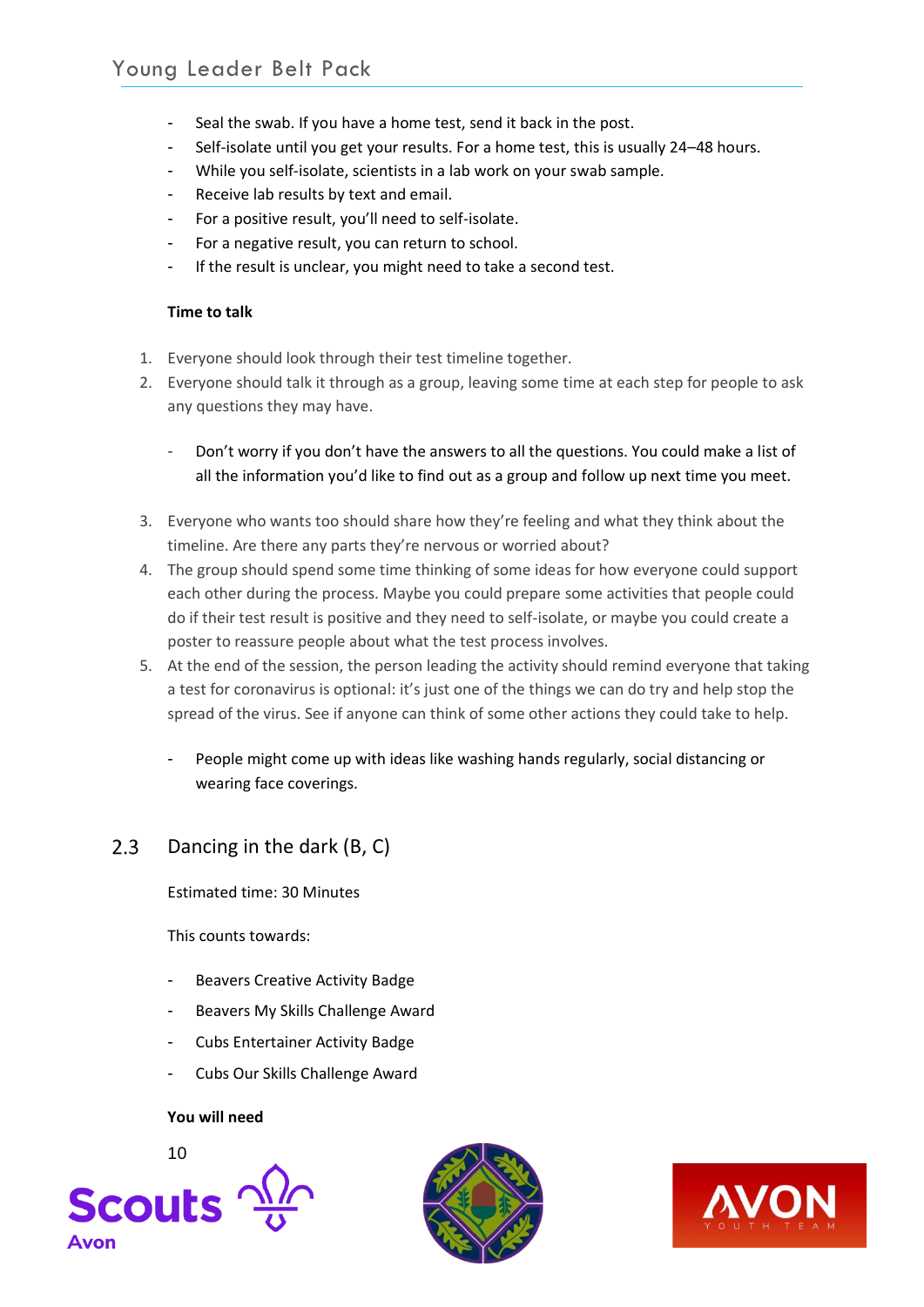- Seal the swab. If you have a home test, send it back in the post.
- Self-isolate until you get your results. For a home test, this is usually 24–48 hours.
- While you self-isolate, scientists in a lab work on your swab sample.
- Receive lab results by text and email.
- For a positive result, you'll need to self-isolate.
- For a negative result, you can return to school.
- If the result is unclear, you might need to take a second test.

**Time to talk**

1. Everyone should look through their test timeline together.
2. Everyone should talk it through as a group, leaving some time at each step for people to ask any questions they may have.
   - Don't worry if you don't have the answers to all the questions. You could make a list of all the information you'd like to find out as a group and follow up next time you meet.
3. Everyone who wants too should share how they're feeling and what they think about the timeline. Are there any parts they're nervous or worried about?
4. The group should spend some time thinking of some ideas for how everyone could support each other during the process. Maybe you could prepare some activities that people could do if their test result is positive and they need to self-isolate, or maybe you could create a poster to reassure people about what the test process involves.
5. At the end of the session, the person leading the activity should remind everyone that taking a test for coronavirus is optional: it's just one of the things we can do try and help stop the spread of the virus. See if anyone can think of some other actions they could take to help.
   - People might come up with ideas like washing hands regularly, social distancing or wearing face coverings.

## 2.3 Dancing in the dark (B, C)

Estimated time: 30 Minutes

This counts towards:

- Beavers Creative Activity Badge
- Beavers My Skills Challenge Award
- Cubs Entertainer Activity Badge
- Cubs Our Skills Challenge Award

**You will need**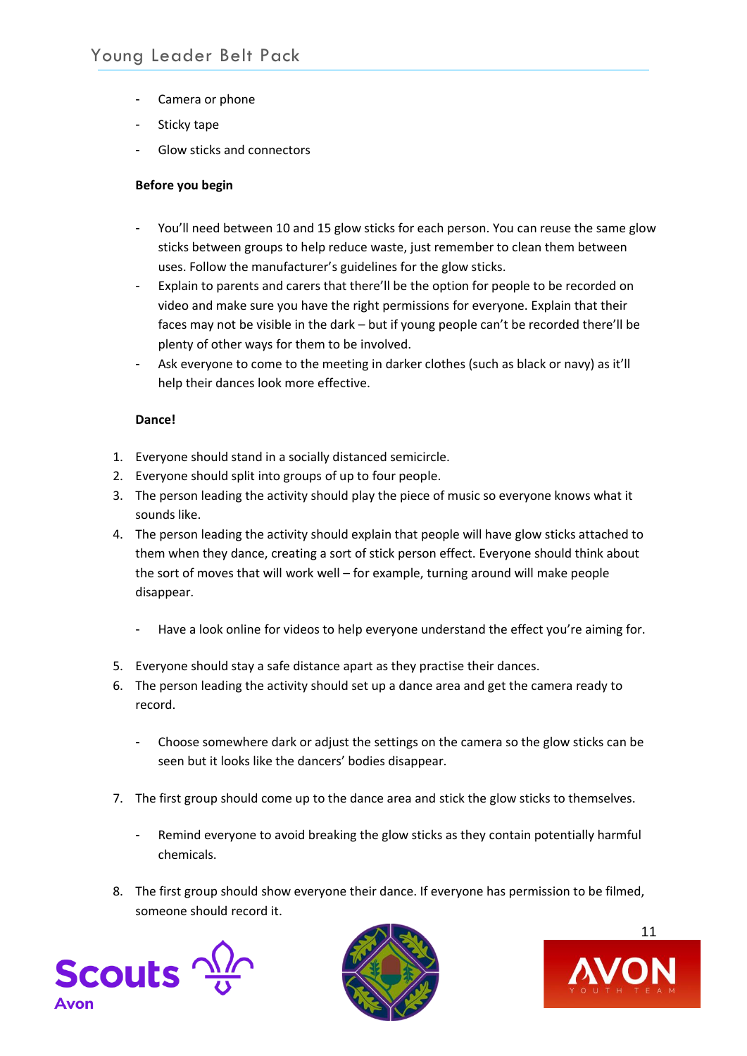- Camera or phone
- Sticky tape
- Glow sticks and connectors

**Before you begin**

- You'll need between 10 and 15 glow sticks for each person. You can reuse the same glow sticks between groups to help reduce waste, just remember to clean them between uses. Follow the manufacturer's guidelines for the glow sticks.
- Explain to parents and carers that there'll be the option for people to be recorded on video and make sure you have the right permissions for everyone. Explain that their faces may not be visible in the dark – but if young people can't be recorded there'll be plenty of other ways for them to be involved.
- Ask everyone to come to the meeting in darker clothes (such as black or navy) as it'll help their dances look more effective.

**Dance!**

1. Everyone should stand in a socially distanced semicircle.
2. Everyone should split into groups of up to four people.
3. The person leading the activity should play the piece of music so everyone knows what it sounds like.
4. The person leading the activity should explain that people will have glow sticks attached to them when they dance, creating a sort of stick person effect. Everyone should think about the sort of moves that will work well – for example, turning around will make people disappear.
   - Have a look online for videos to help everyone understand the effect you're aiming for.
5. Everyone should stay a safe distance apart as they practise their dances.
6. The person leading the activity should set up a dance area and get the camera ready to record.
   - Choose somewhere dark or adjust the settings on the camera so the glow sticks can be seen but it looks like the dancers' bodies disappear.
7. The first group should come up to the dance area and stick the glow sticks to themselves.
   - Remind everyone to avoid breaking the glow sticks as they contain potentially harmful chemicals.
8. The first group should show everyone their dance. If everyone has permission to be filmed, someone should record it.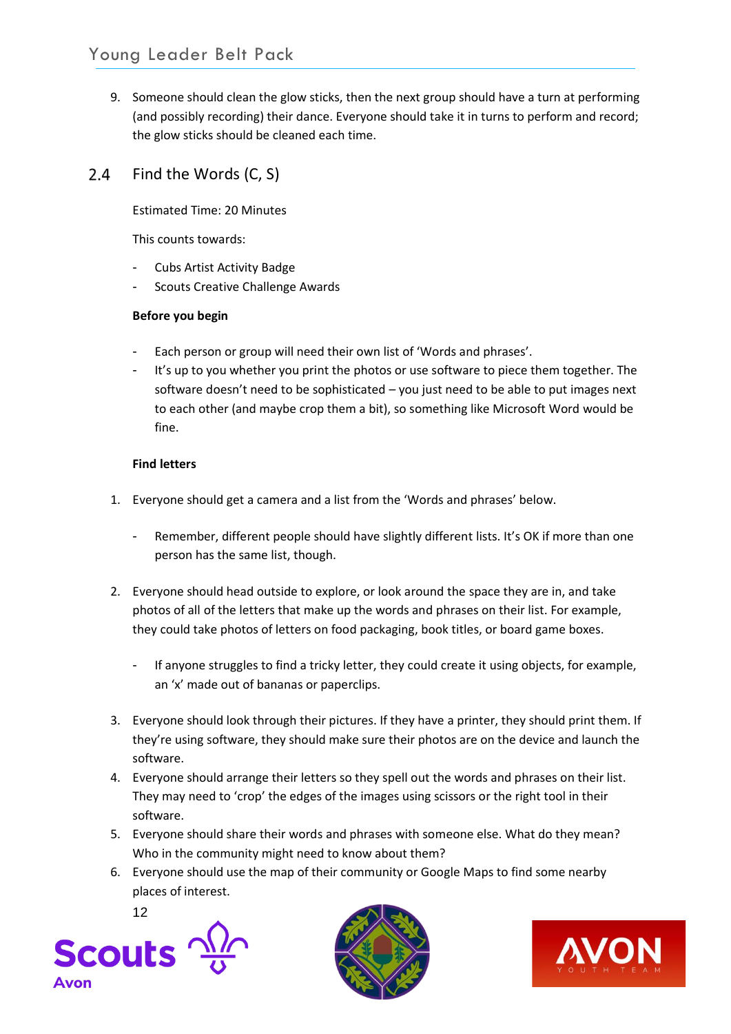9. Someone should clean the glow sticks, then the next group should have a turn at performing (and possibly recording) their dance. Everyone should take it in turns to perform and record; the glow sticks should be cleaned each time.

## 2.4 Find the Words (C, S)

Estimated Time: 20 Minutes

This counts towards:

- Cubs Artist Activity Badge
- Scouts Creative Challenge Awards

**Before you begin**

- Each person or group will need their own list of 'Words and phrases'.
- It's up to you whether you print the photos or use software to piece them together. The software doesn't need to be sophisticated – you just need to be able to put images next to each other (and maybe crop them a bit), so something like Microsoft Word would be fine.

**Find letters**

1. Everyone should get a camera and a list from the 'Words and phrases' below.
   - Remember, different people should have slightly different lists. It's OK if more than one person has the same list, though.
2. Everyone should head outside to explore, or look around the space they are in, and take photos of all of the letters that make up the words and phrases on their list. For example, they could take photos of letters on food packaging, book titles, or board game boxes.
   - If anyone struggles to find a tricky letter, they could create it using objects, for example, an 'x' made out of bananas or paperclips.
3. Everyone should look through their pictures. If they have a printer, they should print them. If they're using software, they should make sure their photos are on the device and launch the software.
4. Everyone should arrange their letters so they spell out the words and phrases on their list. They may need to 'crop' the edges of the images using scissors or the right tool in their software.
5. Everyone should share their words and phrases with someone else. What do they mean? Who in the community might need to know about them?
6. Everyone should use the map of their community or Google Maps to find some nearby places of interest.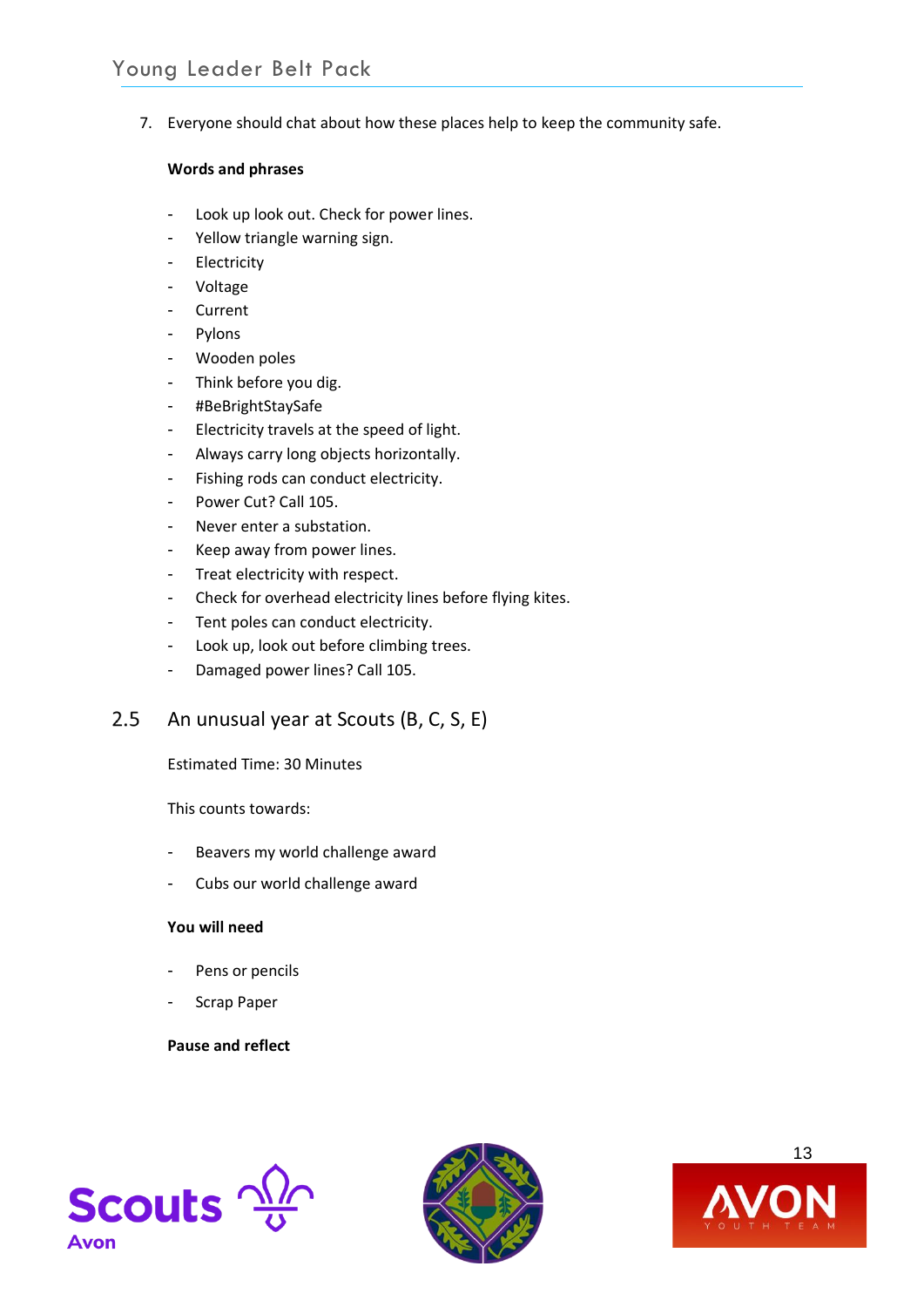7. Everyone should chat about how these places help to keep the community safe.

**Words and phrases**

- Look up look out. Check for power lines.
- Yellow triangle warning sign.
- Electricity
- Voltage
- Current
- Pylons
- Wooden poles
- Think before you dig.
- #BeBrightStaySafe
- Electricity travels at the speed of light.
- Always carry long objects horizontally.
- Fishing rods can conduct electricity.
- Power Cut? Call 105.
- Never enter a substation.
- Keep away from power lines.
- Treat electricity with respect.
- Check for overhead electricity lines before flying kites.
- Tent poles can conduct electricity.
- Look up, look out before climbing trees.
- Damaged power lines? Call 105.

## 2.5 An unusual year at Scouts (B, C, S, E)

Estimated Time: 30 Minutes

This counts towards:

- Beavers my world challenge award
- Cubs our world challenge award

**You will need**

- Pens or pencils
- Scrap Paper

**Pause and reflect**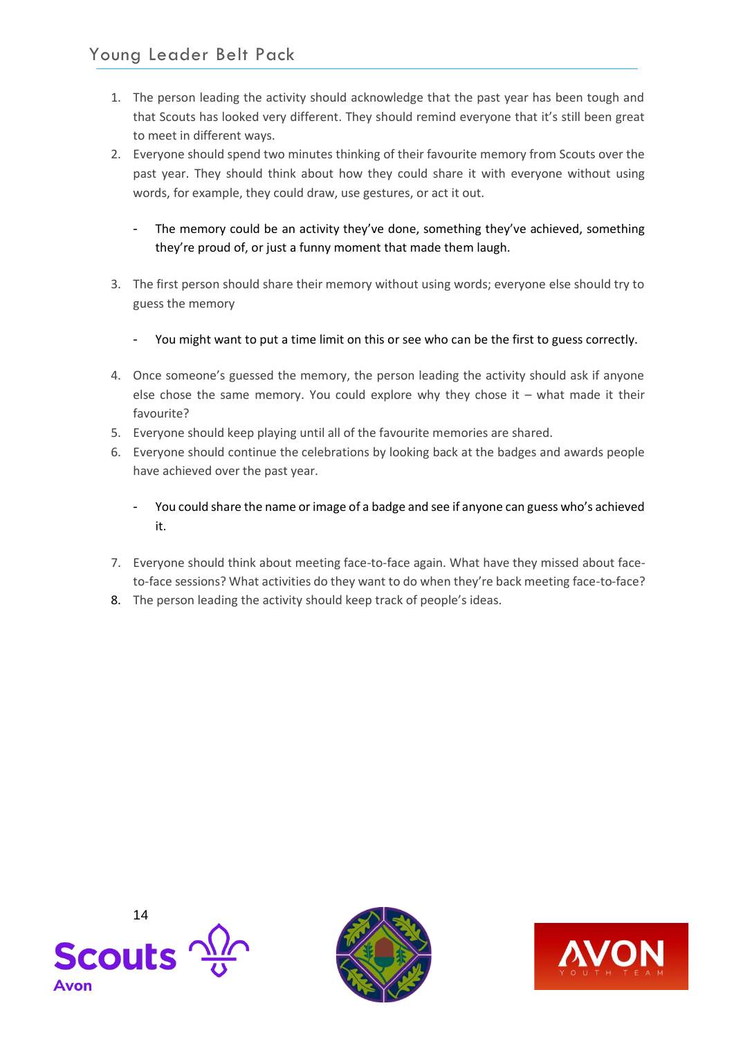1. The person leading the activity should acknowledge that the past year has been tough and that Scouts has looked very different. They should remind everyone that it's still been great to meet in different ways.
2. Everyone should spend two minutes thinking of their favourite memory from Scouts over the past year. They should think about how they could share it with everyone without using words, for example, they could draw, use gestures, or act it out.

   - The memory could be an activity they've done, something they've achieved, something they're proud of, or just a funny moment that made them laugh.

3. The first person should share their memory without using words; everyone else should try to guess the memory

   - You might want to put a time limit on this or see who can be the first to guess correctly.

4. Once someone's guessed the memory, the person leading the activity should ask if anyone else chose the same memory. You could explore why they chose it – what made it their favourite?
5. Everyone should keep playing until all of the favourite memories are shared.
6. Everyone should continue the celebrations by looking back at the badges and awards people have achieved over the past year.

   - You could share the name or image of a badge and see if anyone can guess who's achieved it.

7. Everyone should think about meeting face-to-face again. What have they missed about face-to-face sessions? What activities do they want to do when they're back meeting face-to-face?
8. The person leading the activity should keep track of people's ideas.